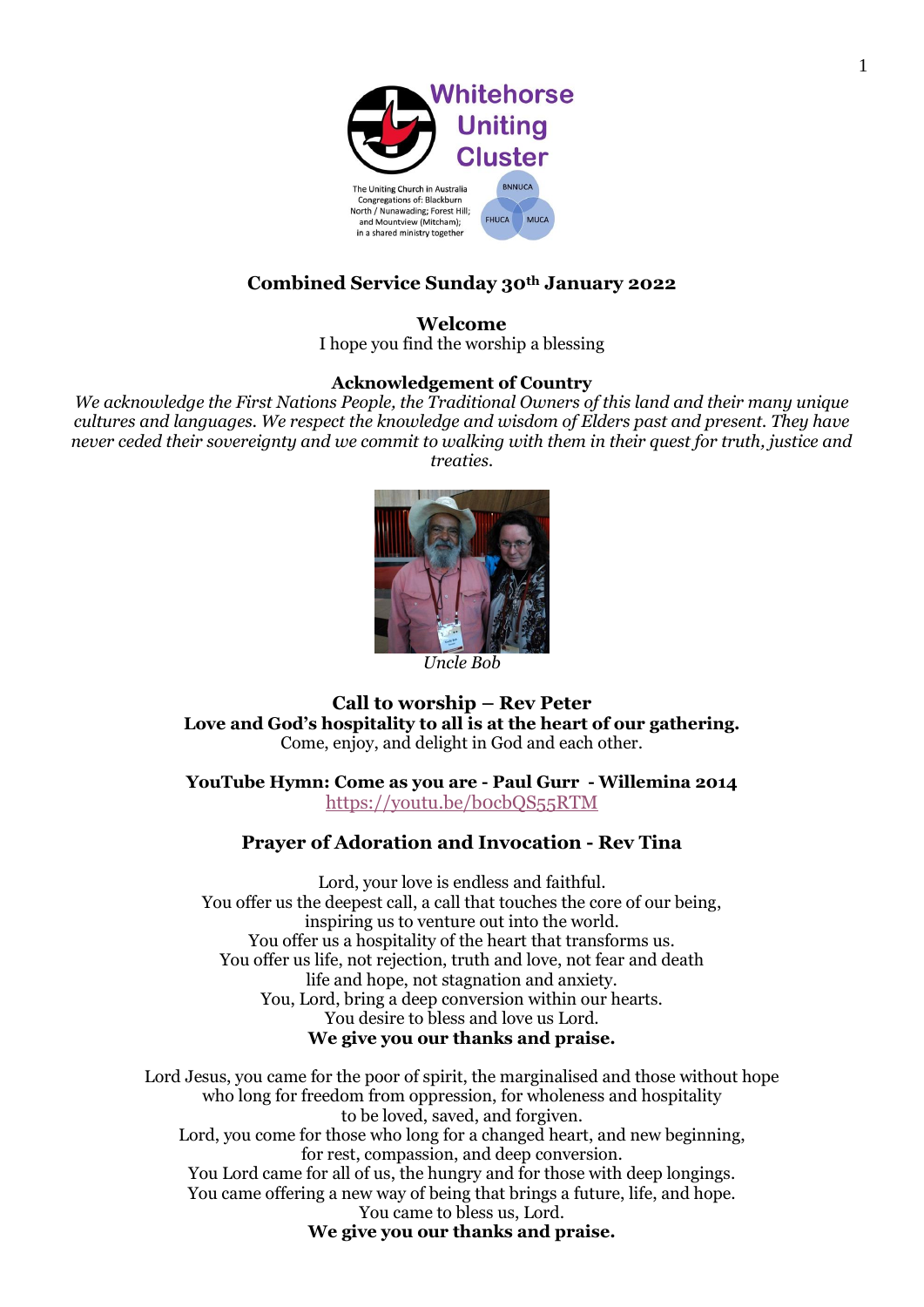Whitehorse Uniting Cluster

The Uniting Church in Australia Congregations of: Blackburn North / Nunawading; Forest Hill; and Mountview (Mitcham); in a shared ministry together

BNNUCA FHUCA MUCA

## Combined Service Sunday 30th January 2022

### Welcome

I hope you find the worship a blessing

### Acknowledgement of Country

*We acknowledge the First Nations People, the Traditional Owners of this land and their many unique cultures and languages. We respect the knowledge and wisdom of Elders past and present. They have never ceded their sovereignty and we commit to walking with them in their quest for truth, justice and treaties.*

*Uncle Bob*

### Call to worship – Rev Peter

**Love and God's hospitality to all is at the heart of our gathering.**
Come, enjoy, and delight in God and each other.

**YouTube Hymn: Come as you are - Paul Gurr - Willemina 2014**
https://youtu.be/bocbQS55RTM

### Prayer of Adoration and Invocation - Rev Tina

Lord, your love is endless and faithful.
You offer us the deepest call, a call that touches the core of our being,
inspiring us to venture out into the world.
You offer us a hospitality of the heart that transforms us.
You offer us life, not rejection, truth and love, not fear and death
life and hope, not stagnation and anxiety.
You, Lord, bring a deep conversion within our hearts.
You desire to bless and love us Lord.
**We give you our thanks and praise.**

Lord Jesus, you came for the poor of spirit, the marginalised and those without hope
who long for freedom from oppression, for wholeness and hospitality
to be loved, saved, and forgiven.
Lord, you come for those who long for a changed heart, and new beginning,
for rest, compassion, and deep conversion.
You Lord came for all of us, the hungry and for those with deep longings.
You came offering a new way of being that brings a future, life, and hope.
You came to bless us, Lord.
**We give you our thanks and praise.**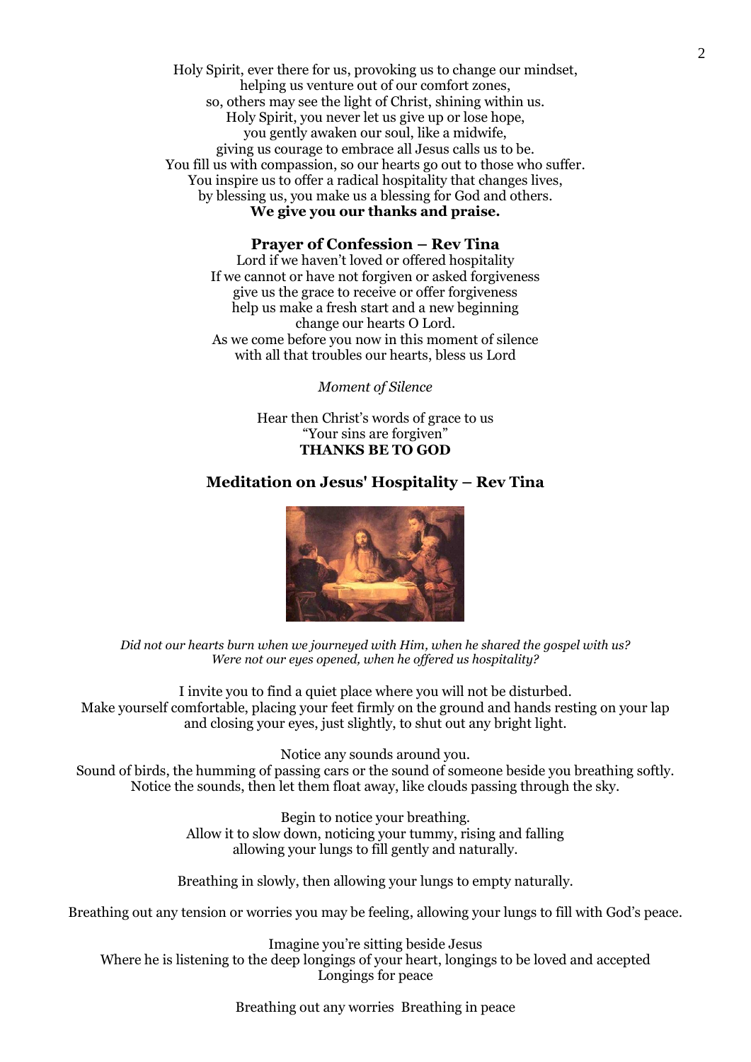Holy Spirit, ever there for us, provoking us to change our mindset,
helping us venture out of our comfort zones,
so, others may see the light of Christ, shining within us.
Holy Spirit, you never let us give up or lose hope,
you gently awaken our soul, like a midwife,
giving us courage to embrace all Jesus calls us to be.
You fill us with compassion, so our hearts go out to those who suffer.
You inspire us to offer a radical hospitality that changes lives,
by blessing us, you make us a blessing for God and others.
**We give you our thanks and praise.**

### Prayer of Confession – Rev Tina

Lord if we haven't loved or offered hospitality
If we cannot or have not forgiven or asked forgiveness
give us the grace to receive or offer forgiveness
help us make a fresh start and a new beginning
change our hearts O Lord.
As we come before you now in this moment of silence
with all that troubles our hearts, bless us Lord

*Moment of Silence*

Hear then Christ's words of grace to us
"Your sins are forgiven"
**THANKS BE TO GOD**

### Meditation on Jesus' Hospitality – Rev Tina

*Did not our hearts burn when we journeyed with Him, when he shared the gospel with us?*
*Were not our eyes opened, when he offered us hospitality?*

I invite you to find a quiet place where you will not be disturbed.
Make yourself comfortable, placing your feet firmly on the ground and hands resting on your lap
and closing your eyes, just slightly, to shut out any bright light.

Notice any sounds around you.
Sound of birds, the humming of passing cars or the sound of someone beside you breathing softly.
Notice the sounds, then let them float away, like clouds passing through the sky.

Begin to notice your breathing.
Allow it to slow down, noticing your tummy, rising and falling
allowing your lungs to fill gently and naturally.

Breathing in slowly, then allowing your lungs to empty naturally.

Breathing out any tension or worries you may be feeling, allowing your lungs to fill with God's peace.

Imagine you're sitting beside Jesus
Where he is listening to the deep longings of your heart, longings to be loved and accepted
Longings for peace

Breathing out any worries Breathing in peace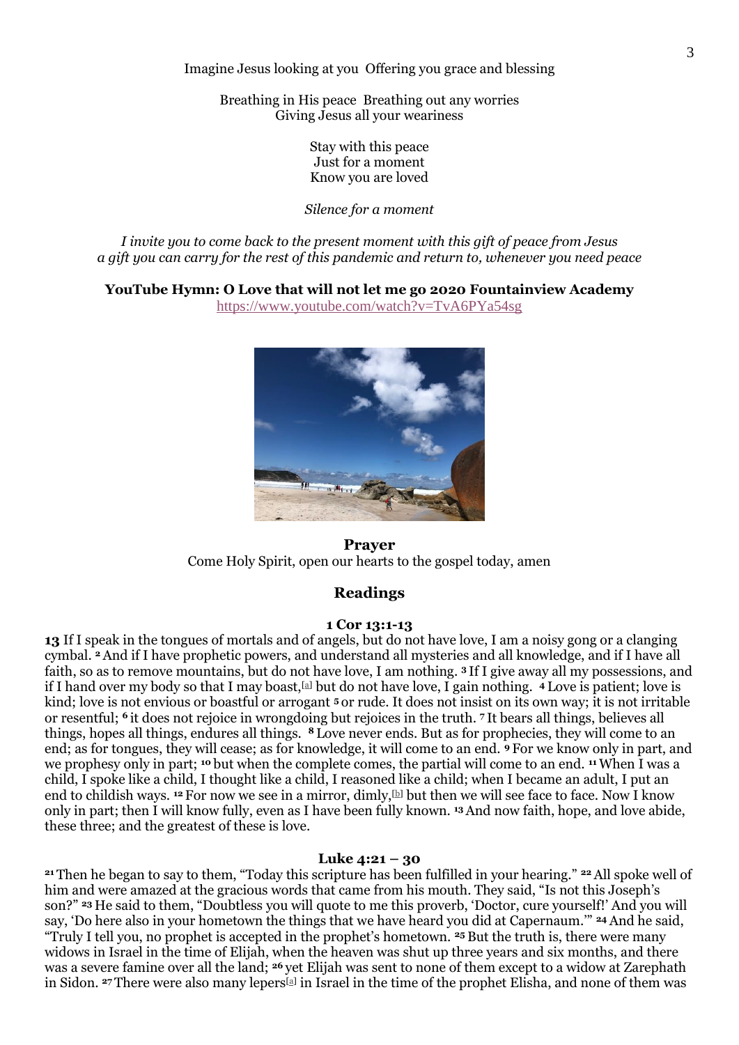Imagine Jesus looking at you  Offering you grace and blessing

Breathing in His peace  Breathing out any worries
Giving Jesus all your weariness

Stay with this peace
Just for a moment
Know you are loved

*Silence for a moment*

*I invite you to come back to the present moment with this gift of peace from Jesus*
*a gift you can carry for the rest of this pandemic and return to, whenever you need peace*

**YouTube Hymn: O Love that will not let me go 2020 Fountainview Academy**
https://www.youtube.com/watch?v=TvA6PYa54sg

## Prayer

Come Holy Spirit, open our hearts to the gospel today, amen

## Readings

### 1 Cor 13:1-13

**13** If I speak in the tongues of mortals and of angels, but do not have love, I am a noisy gong or a clanging cymbal. **2** And if I have prophetic powers, and understand all mysteries and all knowledge, and if I have all faith, so as to remove mountains, but do not have love, I am nothing. **3** If I give away all my possessions, and if I hand over my body so that I may boast,[a] but do not have love, I gain nothing. **4** Love is patient; love is kind; love is not envious or boastful or arrogant **5** or rude. It does not insist on its own way; it is not irritable or resentful; **6** it does not rejoice in wrongdoing but rejoices in the truth. **7** It bears all things, believes all things, hopes all things, endures all things. **8** Love never ends. But as for prophecies, they will come to an end; as for tongues, they will cease; as for knowledge, it will come to an end. **9** For we know only in part, and we prophesy only in part; **10** but when the complete comes, the partial will come to an end. **11** When I was a child, I spoke like a child, I thought like a child, I reasoned like a child; when I became an adult, I put an end to childish ways. **12** For now we see in a mirror, dimly,[b] but then we will see face to face. Now I know only in part; then I will know fully, even as I have been fully known. **13** And now faith, hope, and love abide, these three; and the greatest of these is love.

### Luke 4:21 – 30

**21** Then he began to say to them, "Today this scripture has been fulfilled in your hearing." **22** All spoke well of him and were amazed at the gracious words that came from his mouth. They said, "Is not this Joseph's son?" **23** He said to them, "Doubtless you will quote to me this proverb, 'Doctor, cure yourself!' And you will say, 'Do here also in your hometown the things that we have heard you did at Capernaum.'" **24** And he said, "Truly I tell you, no prophet is accepted in the prophet's hometown. **25** But the truth is, there were many widows in Israel in the time of Elijah, when the heaven was shut up three years and six months, and there was a severe famine over all the land; **26** yet Elijah was sent to none of them except to a widow at Zarephath in Sidon. **27** There were also many lepers[a] in Israel in the time of the prophet Elisha, and none of them was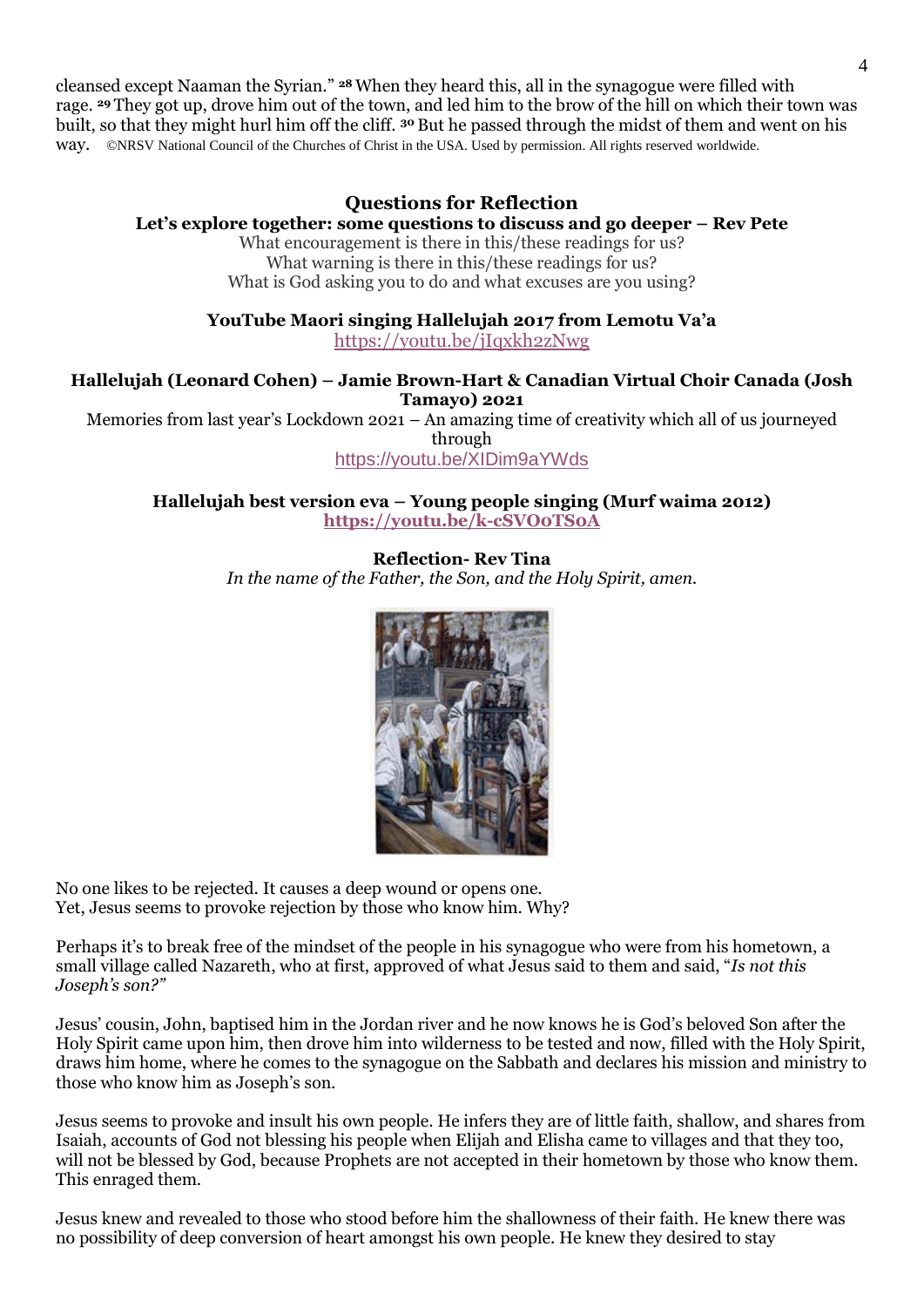cleansed except Naaman the Syrian." [28] When they heard this, all in the synagogue were filled with rage. [29] They got up, drove him out of the town, and led him to the brow of the hill on which their town was built, so that they might hurl him off the cliff. [30] But he passed through the midst of them and went on his way. ©NRSV National Council of the Churches of Christ in the USA. Used by permission. All rights reserved worldwide.

## Questions for Reflection

**Let's explore together: some questions to discuss and go deeper – Rev Pete**

What encouragement is there in this/these readings for us?
What warning is there in this/these readings for us?
What is God asking you to do and what excuses are you using?

**YouTube Maori singing Hallelujah 2017 from Lemotu Va'a**

https://youtu.be/jIqxkh2zNwg

**Hallelujah (Leonard Cohen) – Jamie Brown-Hart & Canadian Virtual Choir Canada (Josh Tamayo) 2021**

Memories from last year's Lockdown 2021 – An amazing time of creativity which all of us journeyed through

https://youtu.be/XIDim9aYWds

**Hallelujah best version eva – Young people singing (Murf waima 2012)**

**https://youtu.be/k-cSVOoTS0A**

**Reflection- Rev Tina**

*In the name of the Father, the Son, and the Holy Spirit, amen.*

No one likes to be rejected. It causes a deep wound or opens one.
Yet, Jesus seems to provoke rejection by those who know him. Why?

Perhaps it's to break free of the mindset of the people in his synagogue who were from his hometown, a small village called Nazareth, who at first, approved of what Jesus said to them and said, "*Is not this Joseph's son?"*

Jesus' cousin, John, baptised him in the Jordan river and he now knows he is God's beloved Son after the Holy Spirit came upon him, then drove him into wilderness to be tested and now, filled with the Holy Spirit, draws him home, where he comes to the synagogue on the Sabbath and declares his mission and ministry to those who know him as Joseph's son.

Jesus seems to provoke and insult his own people. He infers they are of little faith, shallow, and shares from Isaiah, accounts of God not blessing his people when Elijah and Elisha came to villages and that they too, will not be blessed by God, because Prophets are not accepted in their hometown by those who know them. This enraged them.

Jesus knew and revealed to those who stood before him the shallowness of their faith. He knew there was no possibility of deep conversion of heart amongst his own people. He knew they desired to stay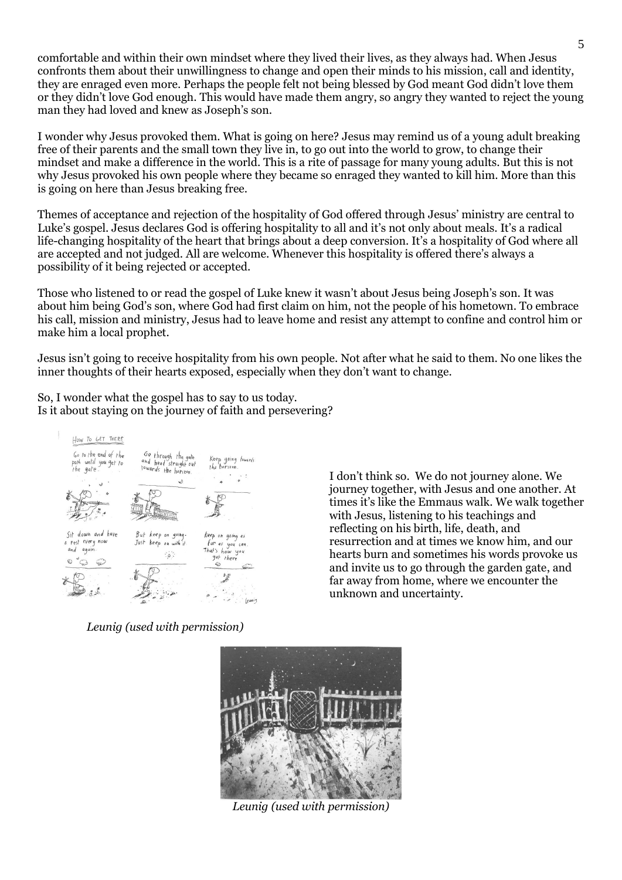comfortable and within their own mindset where they lived their lives, as they always had. When Jesus confronts them about their unwillingness to change and open their minds to his mission, call and identity, they are enraged even more. Perhaps the people felt not being blessed by God meant God didn't love them or they didn't love God enough. This would have made them angry, so angry they wanted to reject the young man they had loved and knew as Joseph's son.

I wonder why Jesus provoked them. What is going on here? Jesus may remind us of a young adult breaking free of their parents and the small town they live in, to go out into the world to grow, to change their mindset and make a difference in the world. This is a rite of passage for many young adults. But this is not why Jesus provoked his own people where they became so enraged they wanted to kill him. More than this is going on here than Jesus breaking free.

Themes of acceptance and rejection of the hospitality of God offered through Jesus' ministry are central to Luke's gospel. Jesus declares God is offering hospitality to all and it's not only about meals. It's a radical life-changing hospitality of the heart that brings about a deep conversion. It's a hospitality of God where all are accepted and not judged. All are welcome. Whenever this hospitality is offered there's always a possibility of it being rejected or accepted.

Those who listened to or read the gospel of Luke knew it wasn't about Jesus being Joseph's son. It was about him being God's son, where God had first claim on him, not the people of his hometown. To embrace his call, mission and ministry, Jesus had to leave home and resist any attempt to confine and control him or make him a local prophet.

Jesus isn't going to receive hospitality from his own people. Not after what he said to them. No one likes the inner thoughts of their hearts exposed, especially when they don't want to change.

So, I wonder what the gospel has to say to us today.
Is it about staying on the journey of faith and persevering?

*Leunig (used with permission)*

I don't think so. We do not journey alone. We journey together, with Jesus and one another. At times it's like the Emmaus walk. We walk together with Jesus, listening to his teachings and reflecting on his birth, life, death, and resurrection and at times we know him, and our hearts burn and sometimes his words provoke us and invite us to go through the garden gate, and far away from home, where we encounter the unknown and uncertainty.

*Leunig (used with permission)*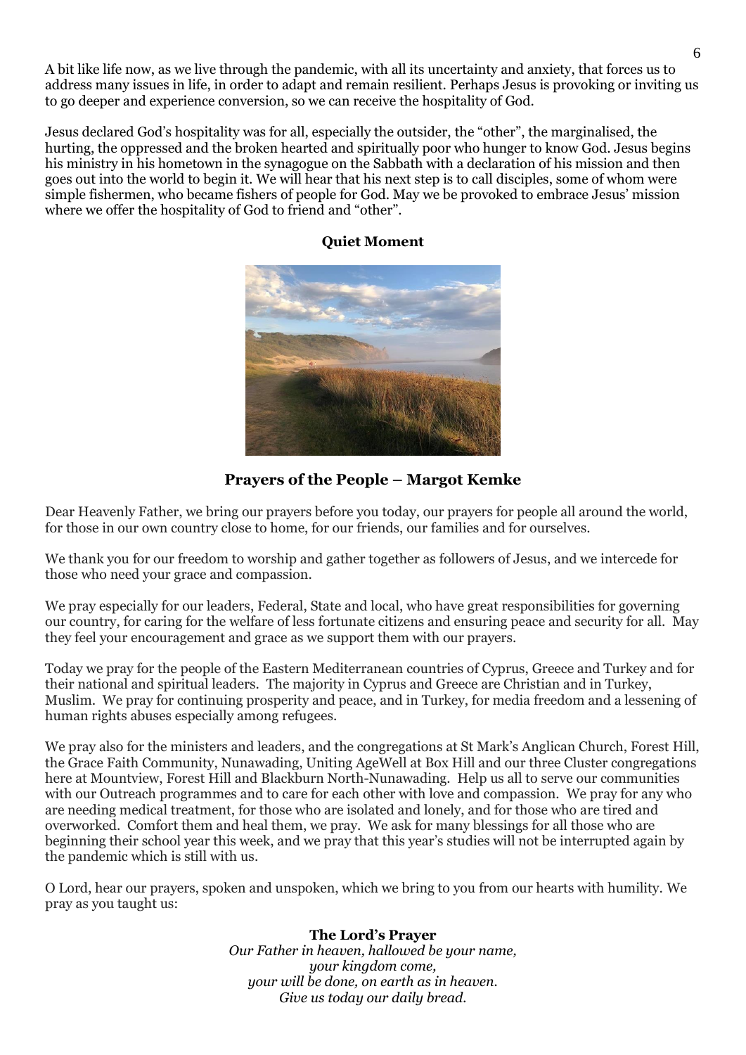A bit like life now, as we live through the pandemic, with all its uncertainty and anxiety, that forces us to address many issues in life, in order to adapt and remain resilient. Perhaps Jesus is provoking or inviting us to go deeper and experience conversion, so we can receive the hospitality of God.

Jesus declared God's hospitality was for all, especially the outsider, the "other", the marginalised, the hurting, the oppressed and the broken hearted and spiritually poor who hunger to know God. Jesus begins his ministry in his hometown in the synagogue on the Sabbath with a declaration of his mission and then goes out into the world to begin it. We will hear that his next step is to call disciples, some of whom were simple fishermen, who became fishers of people for God. May we be provoked to embrace Jesus' mission where we offer the hospitality of God to friend and "other".

**Quiet Moment**

**Prayers of the People – Margot Kemke**

Dear Heavenly Father, we bring our prayers before you today, our prayers for people all around the world, for those in our own country close to home, for our friends, our families and for ourselves.

We thank you for our freedom to worship and gather together as followers of Jesus, and we intercede for those who need your grace and compassion.

We pray especially for our leaders, Federal, State and local, who have great responsibilities for governing our country, for caring for the welfare of less fortunate citizens and ensuring peace and security for all. May they feel your encouragement and grace as we support them with our prayers.

Today we pray for the people of the Eastern Mediterranean countries of Cyprus, Greece and Turkey and for their national and spiritual leaders. The majority in Cyprus and Greece are Christian and in Turkey, Muslim. We pray for continuing prosperity and peace, and in Turkey, for media freedom and a lessening of human rights abuses especially among refugees.

We pray also for the ministers and leaders, and the congregations at St Mark's Anglican Church, Forest Hill, the Grace Faith Community, Nunawading, Uniting AgeWell at Box Hill and our three Cluster congregations here at Mountview, Forest Hill and Blackburn North-Nunawading. Help us all to serve our communities with our Outreach programmes and to care for each other with love and compassion. We pray for any who are needing medical treatment, for those who are isolated and lonely, and for those who are tired and overworked. Comfort them and heal them, we pray. We ask for many blessings for all those who are beginning their school year this week, and we pray that this year's studies will not be interrupted again by the pandemic which is still with us.

O Lord, hear our prayers, spoken and unspoken, which we bring to you from our hearts with humility. We pray as you taught us:

**The Lord's Prayer**

*Our Father in heaven, hallowed be your name,*
*your kingdom come,*
*your will be done, on earth as in heaven.*
*Give us today our daily bread.*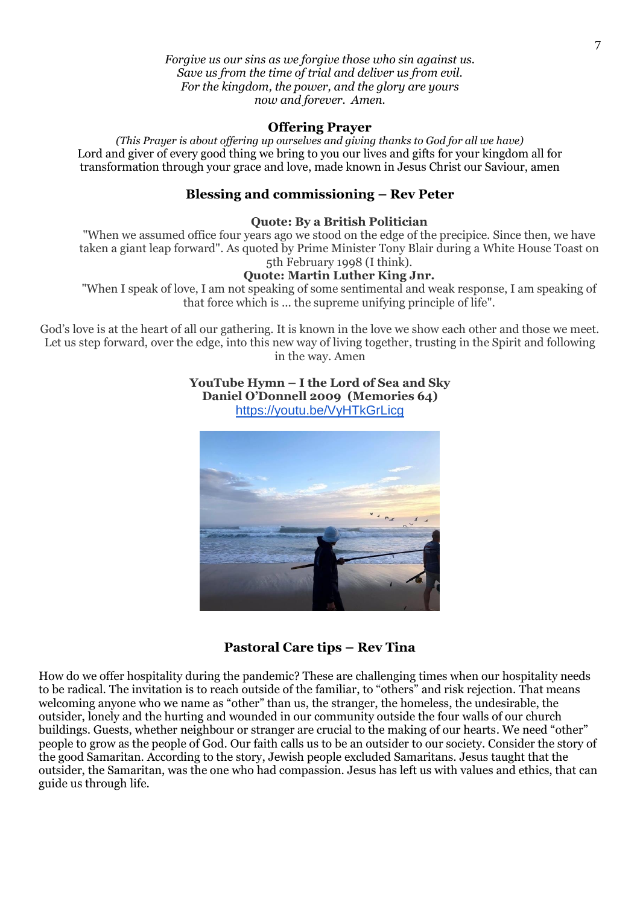*Forgive us our sins as we forgive those who sin against us.*
*Save us from the time of trial and deliver us from evil.*
*For the kingdom, the power, and the glory are yours*
*now and forever. Amen.*

## Offering Prayer

*(This Prayer is about offering up ourselves and giving thanks to God for all we have)*

Lord and giver of every good thing we bring to you our lives and gifts for your kingdom all for transformation through your grace and love, made known in Jesus Christ our Saviour, amen

## Blessing and commissioning – Rev Peter

**Quote: By a British Politician**

"When we assumed office four years ago we stood on the edge of the precipice. Since then, we have taken a giant leap forward". As quoted by Prime Minister Tony Blair during a White House Toast on 5th February 1998 (I think).

**Quote: Martin Luther King Jnr.**

"When I speak of love, I am not speaking of some sentimental and weak response, I am speaking of that force which is ... the supreme unifying principle of life".

God's love is at the heart of all our gathering. It is known in the love we show each other and those we meet. Let us step forward, over the edge, into this new way of living together, trusting in the Spirit and following in the way. Amen

**YouTube Hymn – I the Lord of Sea and Sky**
**Daniel O'Donnell 2009 (Memories 64)**
https://youtu.be/VyHTkGrLicg

## Pastoral Care tips – Rev Tina

How do we offer hospitality during the pandemic? These are challenging times when our hospitality needs to be radical. The invitation is to reach outside of the familiar, to "others" and risk rejection. That means welcoming anyone who we name as "other" than us, the stranger, the homeless, the undesirable, the outsider, lonely and the hurting and wounded in our community outside the four walls of our church buildings. Guests, whether neighbour or stranger are crucial to the making of our hearts. We need "other" people to grow as the people of God. Our faith calls us to be an outsider to our society. Consider the story of the good Samaritan. According to the story, Jewish people excluded Samaritans. Jesus taught that the outsider, the Samaritan, was the one who had compassion. Jesus has left us with values and ethics, that can guide us through life.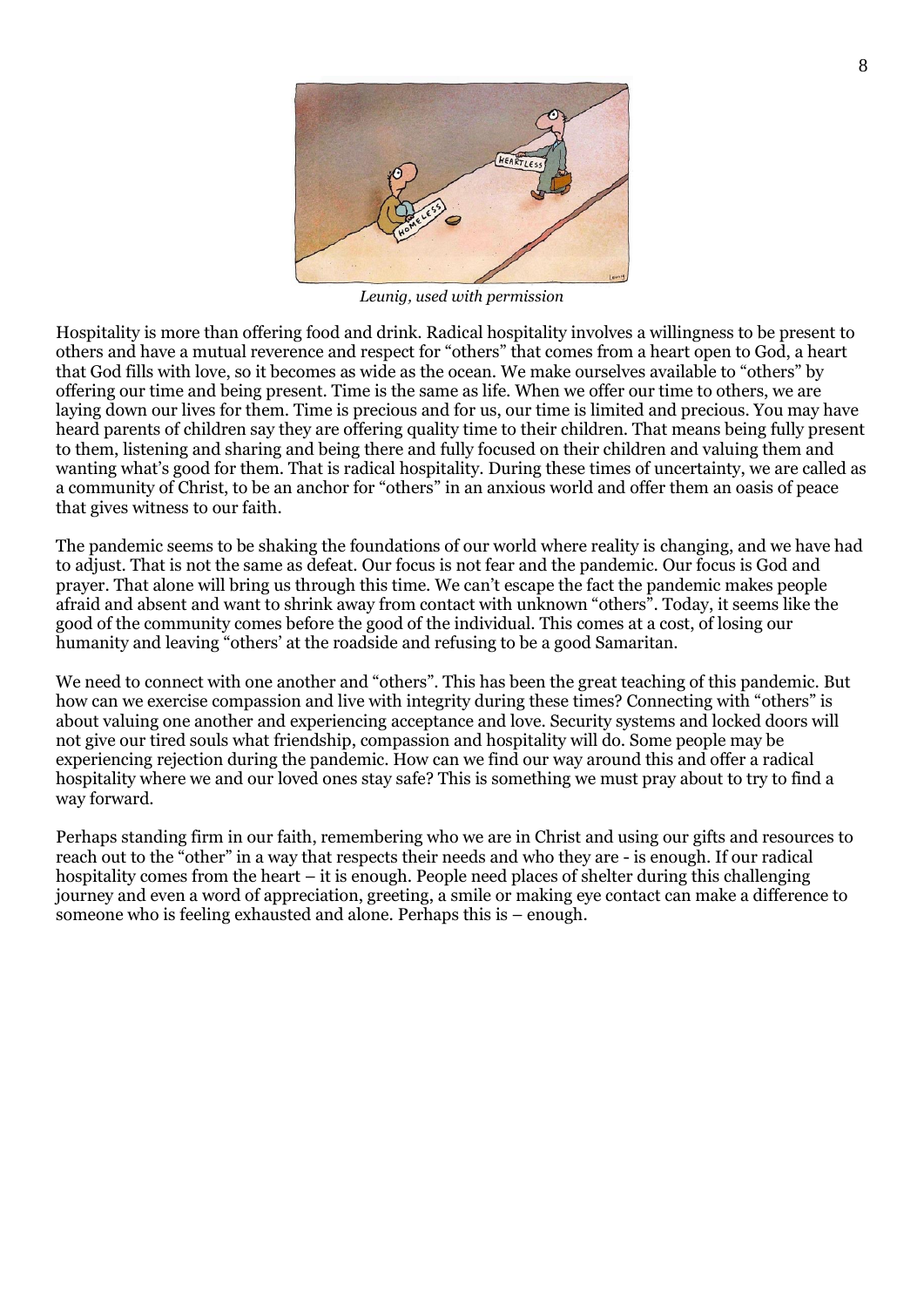*Leunig, used with permission*

Hospitality is more than offering food and drink. Radical hospitality involves a willingness to be present to others and have a mutual reverence and respect for "others" that comes from a heart open to God, a heart that God fills with love, so it becomes as wide as the ocean. We make ourselves available to "others" by offering our time and being present. Time is the same as life. When we offer our time to others, we are laying down our lives for them. Time is precious and for us, our time is limited and precious. You may have heard parents of children say they are offering quality time to their children. That means being fully present to them, listening and sharing and being there and fully focused on their children and valuing them and wanting what's good for them. That is radical hospitality. During these times of uncertainty, we are called as a community of Christ, to be an anchor for "others" in an anxious world and offer them an oasis of peace that gives witness to our faith.

The pandemic seems to be shaking the foundations of our world where reality is changing, and we have had to adjust. That is not the same as defeat. Our focus is not fear and the pandemic. Our focus is God and prayer. That alone will bring us through this time. We can't escape the fact the pandemic makes people afraid and absent and want to shrink away from contact with unknown "others". Today, it seems like the good of the community comes before the good of the individual. This comes at a cost, of losing our humanity and leaving "others' at the roadside and refusing to be a good Samaritan.

We need to connect with one another and "others". This has been the great teaching of this pandemic. But how can we exercise compassion and live with integrity during these times? Connecting with "others" is about valuing one another and experiencing acceptance and love. Security systems and locked doors will not give our tired souls what friendship, compassion and hospitality will do. Some people may be experiencing rejection during the pandemic. How can we find our way around this and offer a radical hospitality where we and our loved ones stay safe? This is something we must pray about to try to find a way forward.

Perhaps standing firm in our faith, remembering who we are in Christ and using our gifts and resources to reach out to the "other" in a way that respects their needs and who they are - is enough. If our radical hospitality comes from the heart – it is enough. People need places of shelter during this challenging journey and even a word of appreciation, greeting, a smile or making eye contact can make a difference to someone who is feeling exhausted and alone. Perhaps this is – enough.